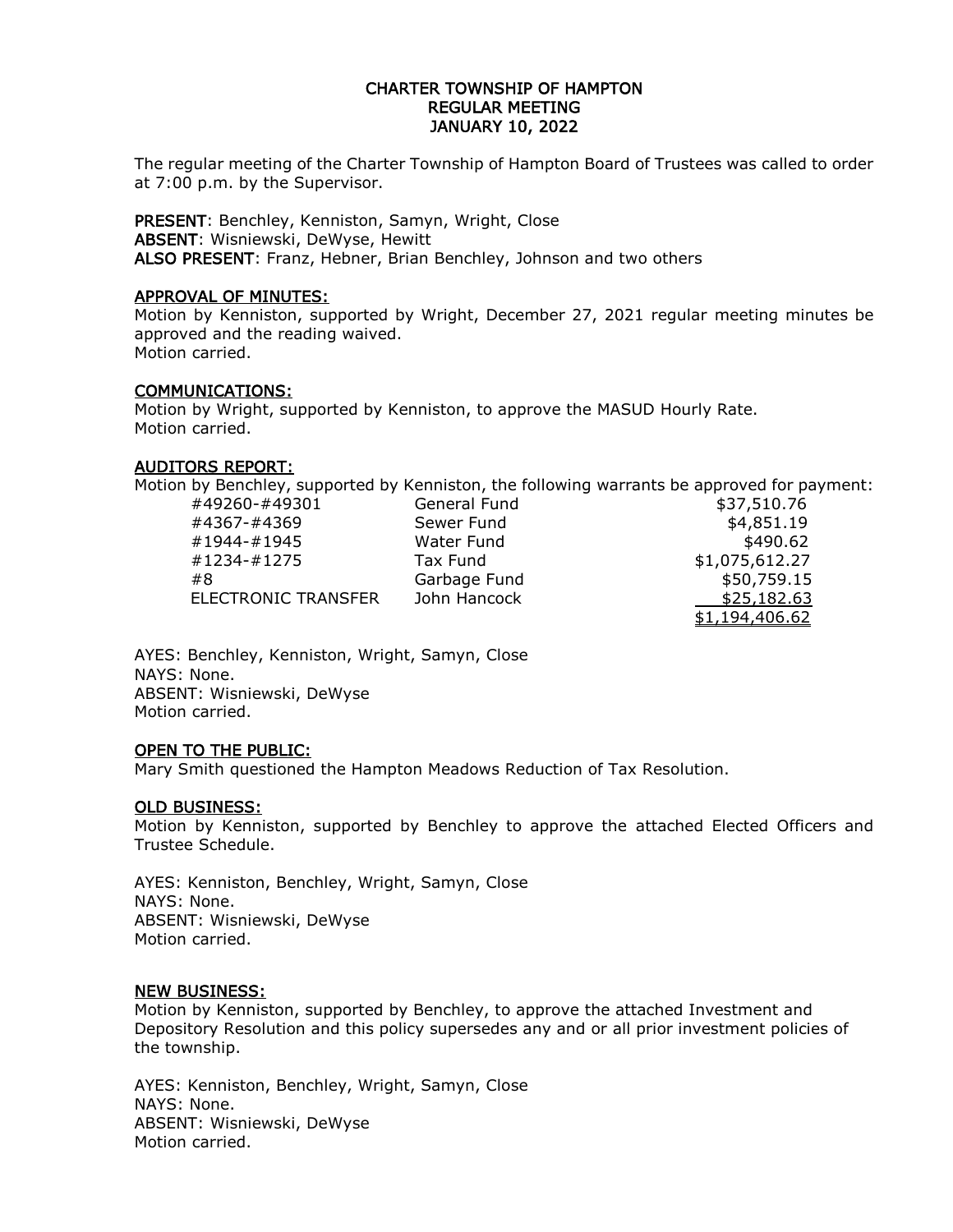# CHARTER TOWNSHIP OF HAMPTON
## REGULAR MEETING
## JANUARY 10, 2022

The regular meeting of the Charter Township of Hampton Board of Trustees was called to order at 7:00 p.m. by the Supervisor.

**PRESENT**: Benchley, Kenniston, Samyn, Wright, Close
**ABSENT**: Wisniewski, DeWyse, Hewitt
**ALSO PRESENT**: Franz, Hebner, Brian Benchley, Johnson and two others

### APPROVAL OF MINUTES:

Motion by Kenniston, supported by Wright, December 27, 2021 regular meeting minutes be approved and the reading waived.
Motion carried.

### COMMUNICATIONS:

Motion by Wright, supported by Kenniston, to approve the MASUD Hourly Rate.
Motion carried.

### AUDITORS REPORT:

Motion by Benchley, supported by Kenniston, the following warrants be approved for payment:

| | | |
|---|---|---:|
| #49260-#49301 | General Fund | $37,510.76 |
| #4367-#4369 | Sewer Fund | $4,851.19 |
| #1944-#1945 | Water Fund | $490.62 |
| #1234-#1275 | Tax Fund | $1,075,612.27 |
| #8 | Garbage Fund | $50,759.15 |
| ELECTRONIC TRANSFER | John Hancock | $25,182.63 |
| | | $1,194,406.62 |

AYES: Benchley, Kenniston, Wright, Samyn, Close
NAYS: None.
ABSENT: Wisniewski, DeWyse
Motion carried.

### OPEN TO THE PUBLIC:

Mary Smith questioned the Hampton Meadows Reduction of Tax Resolution.

### OLD BUSINESS:

Motion by Kenniston, supported by Benchley to approve the attached Elected Officers and Trustee Schedule.

AYES: Kenniston, Benchley, Wright, Samyn, Close
NAYS: None.
ABSENT: Wisniewski, DeWyse
Motion carried.

### NEW BUSINESS:

Motion by Kenniston, supported by Benchley, to approve the attached Investment and Depository Resolution and this policy supersedes any and or all prior investment policies of the township.

AYES: Kenniston, Benchley, Wright, Samyn, Close
NAYS: None.
ABSENT: Wisniewski, DeWyse
Motion carried.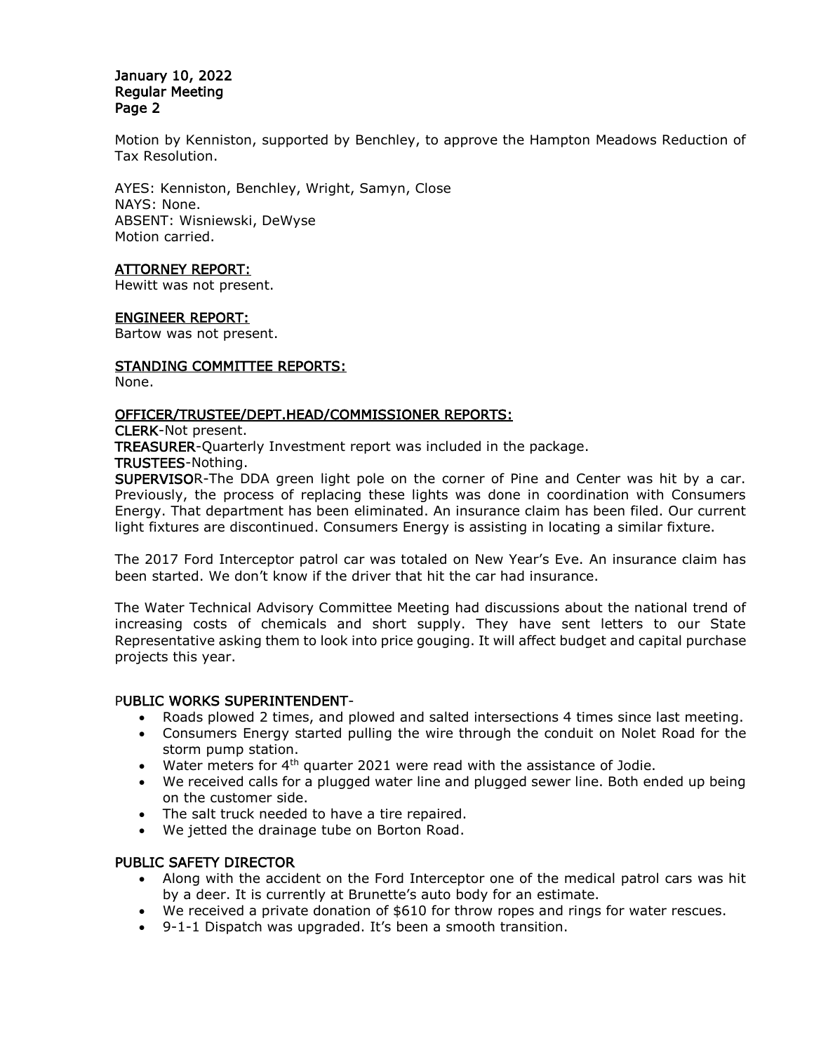Motion by Kenniston, supported by Benchley, to approve the Hampton Meadows Reduction of Tax Resolution.

AYES: Kenniston, Benchley, Wright, Samyn, Close
NAYS: None.
ABSENT: Wisniewski, DeWyse
Motion carried.

**ATTORNEY REPORT:**
Hewitt was not present.

**ENGINEER REPORT:**
Bartow was not present.

**STANDING COMMITTEE REPORTS:**
None.

**OFFICER/TRUSTEE/DEPT.HEAD/COMMISSIONER REPORTS:**

**CLERK**-Not present.
**TREASURER**-Quarterly Investment report was included in the package.
**TRUSTEES**-Nothing.
**SUPERVISOR**-The DDA green light pole on the corner of Pine and Center was hit by a car. Previously, the process of replacing these lights was done in coordination with Consumers Energy. That department has been eliminated. An insurance claim has been filed. Our current light fixtures are discontinued. Consumers Energy is assisting in locating a similar fixture.

The 2017 Ford Interceptor patrol car was totaled on New Year's Eve. An insurance claim has been started. We don't know if the driver that hit the car had insurance.

The Water Technical Advisory Committee Meeting had discussions about the national trend of increasing costs of chemicals and short supply. They have sent letters to our State Representative asking them to look into price gouging. It will affect budget and capital purchase projects this year.

**PUBLIC WORKS SUPERINTENDENT**-

- Roads plowed 2 times, and plowed and salted intersections 4 times since last meeting.
- Consumers Energy started pulling the wire through the conduit on Nolet Road for the storm pump station.
- Water meters for 4th quarter 2021 were read with the assistance of Jodie.
- We received calls for a plugged water line and plugged sewer line. Both ended up being on the customer side.
- The salt truck needed to have a tire repaired.
- We jetted the drainage tube on Borton Road.

**PUBLIC SAFETY DIRECTOR**

- Along with the accident on the Ford Interceptor one of the medical patrol cars was hit by a deer. It is currently at Brunette's auto body for an estimate.
- We received a private donation of $610 for throw ropes and rings for water rescues.
- 9-1-1 Dispatch was upgraded. It's been a smooth transition.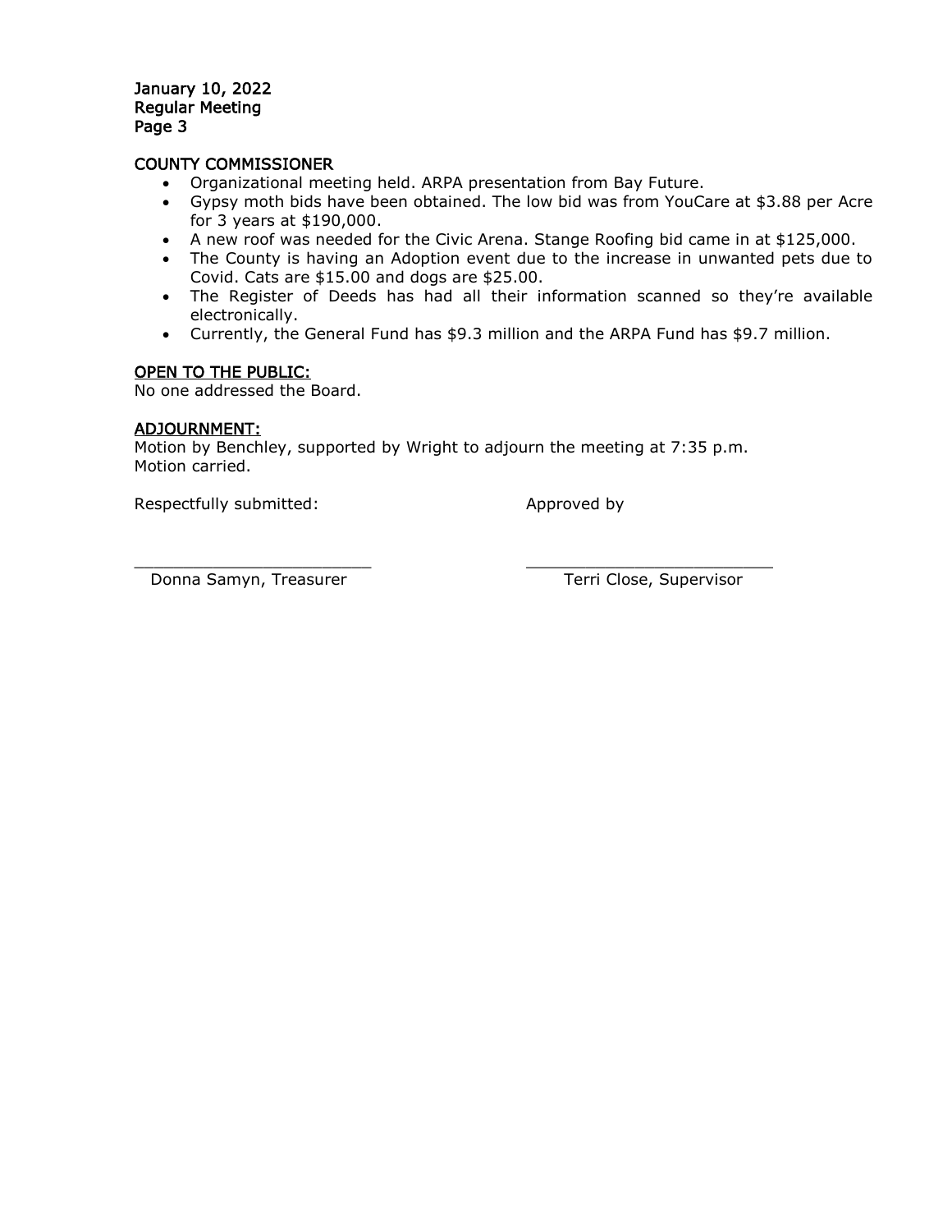## COUNTY COMMISSIONER

- Organizational meeting held. ARPA presentation from Bay Future.
- Gypsy moth bids have been obtained. The low bid was from YouCare at $3.88 per Acre for 3 years at $190,000.
- A new roof was needed for the Civic Arena. Stange Roofing bid came in at $125,000.
- The County is having an Adoption event due to the increase in unwanted pets due to Covid. Cats are $15.00 and dogs are $25.00.
- The Register of Deeds has had all their information scanned so they're available electronically.
- Currently, the General Fund has $9.3 million and the ARPA Fund has $9.7 million.

## OPEN TO THE PUBLIC:

No one addressed the Board.

## ADJOURNMENT:

Motion by Benchley, supported by Wright to adjourn the meeting at 7:35 p.m.
Motion carried.

Respectfully submitted: Approved by

_________________________ _________________________

Donna Samyn, Treasurer Terri Close, Supervisor